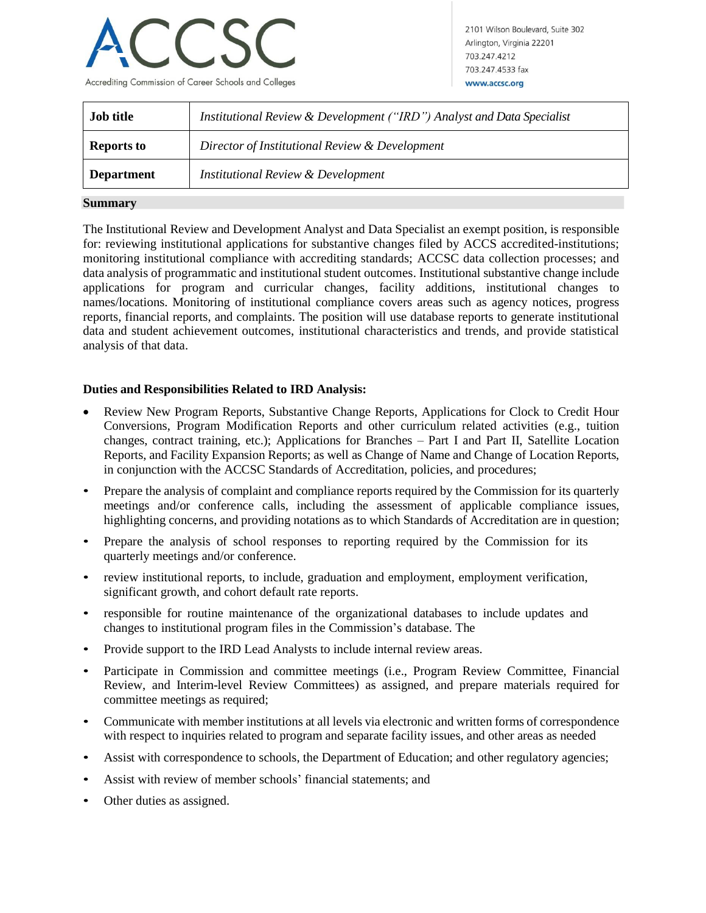ACCSC

Accrediting Commission of Career Schools and Colleges

2101 Wilson Boulevard, Suite 302
Arlington, Virginia 22201
703.247.4212
703.247.4533 fax
www.accsc.org

| **Job title** | *Institutional Review & Development ("IRD") Analyst and Data Specialist* |
|---|---|
| **Reports to** | *Director of Institutional Review & Development* |
| **Department** | *Institutional Review & Development* |

## Summary

The Institutional Review and Development Analyst and Data Specialist an exempt position, is responsible for: reviewing institutional applications for substantive changes filed by ACCS accredited-institutions; monitoring institutional compliance with accrediting standards; ACCSC data collection processes; and data analysis of programmatic and institutional student outcomes. Institutional substantive change include applications for program and curricular changes, facility additions, institutional changes to names/locations. Monitoring of institutional compliance covers areas such as agency notices, progress reports, financial reports, and complaints. The position will use database reports to generate institutional data and student achievement outcomes, institutional characteristics and trends, and provide statistical analysis of that data.

### Duties and Responsibilities Related to IRD Analysis:

- Review New Program Reports, Substantive Change Reports, Applications for Clock to Credit Hour Conversions, Program Modification Reports and other curriculum related activities (e.g., tuition changes, contract training, etc.); Applications for Branches – Part I and Part II, Satellite Location Reports, and Facility Expansion Reports; as well as Change of Name and Change of Location Reports, in conjunction with the ACCSC Standards of Accreditation, policies, and procedures;
- Prepare the analysis of complaint and compliance reports required by the Commission for its quarterly meetings and/or conference calls, including the assessment of applicable compliance issues, highlighting concerns, and providing notations as to which Standards of Accreditation are in question;
- Prepare the analysis of school responses to reporting required by the Commission for its quarterly meetings and/or conference.
- review institutional reports, to include, graduation and employment, employment verification, significant growth, and cohort default rate reports.
- responsible for routine maintenance of the organizational databases to include updates and changes to institutional program files in the Commission's database. The
- Provide support to the IRD Lead Analysts to include internal review areas.
- Participate in Commission and committee meetings (i.e., Program Review Committee, Financial Review, and Interim-level Review Committees) as assigned, and prepare materials required for committee meetings as required;
- Communicate with member institutions at all levels via electronic and written forms of correspondence with respect to inquiries related to program and separate facility issues, and other areas as needed
- Assist with correspondence to schools, the Department of Education; and other regulatory agencies;
- Assist with review of member schools' financial statements; and
- Other duties as assigned.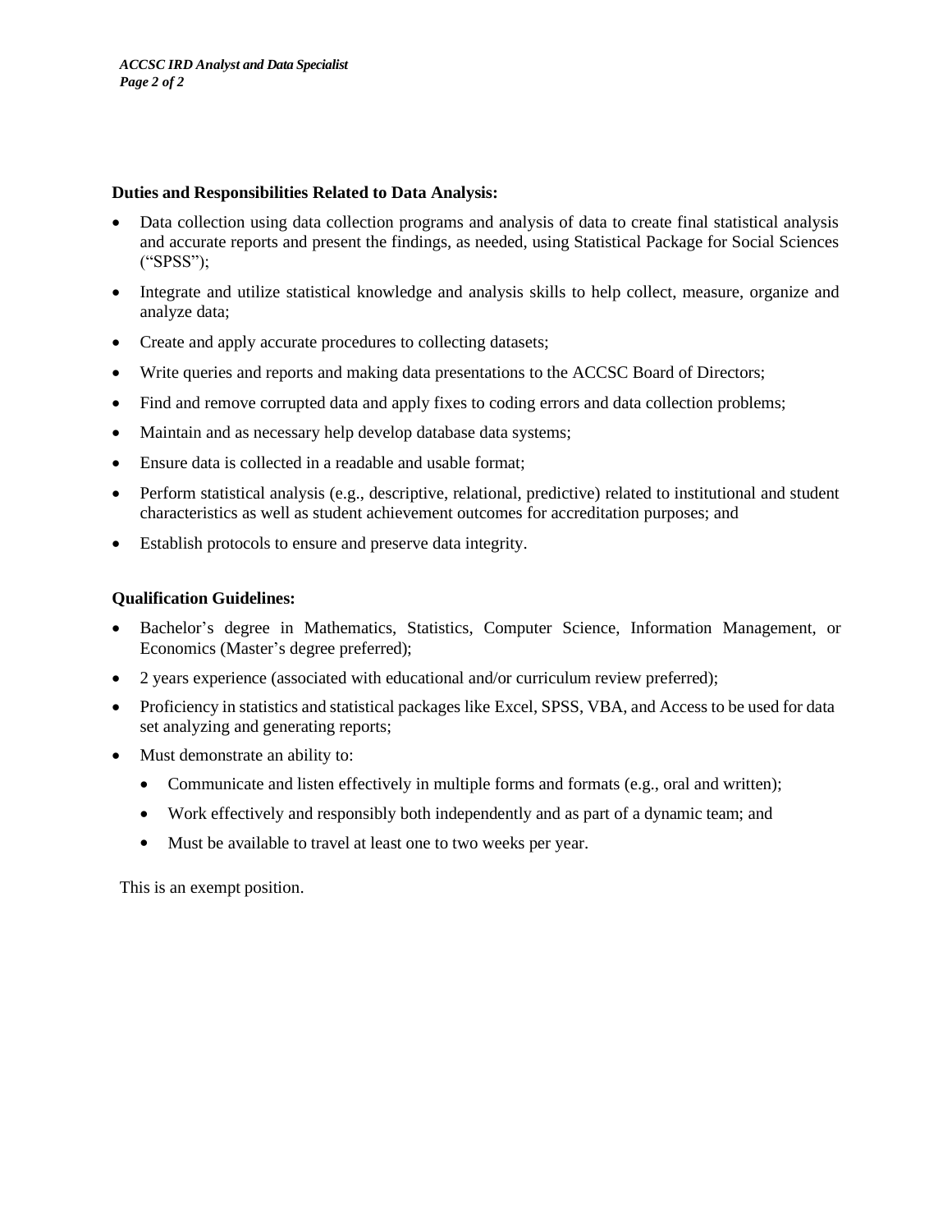**Duties and Responsibilities Related to Data Analysis:**

- Data collection using data collection programs and analysis of data to create final statistical analysis and accurate reports and present the findings, as needed, using Statistical Package for Social Sciences ("SPSS");
- Integrate and utilize statistical knowledge and analysis skills to help collect, measure, organize and analyze data;
- Create and apply accurate procedures to collecting datasets;
- Write queries and reports and making data presentations to the ACCSC Board of Directors;
- Find and remove corrupted data and apply fixes to coding errors and data collection problems;
- Maintain and as necessary help develop database data systems;
- Ensure data is collected in a readable and usable format;
- Perform statistical analysis (e.g., descriptive, relational, predictive) related to institutional and student characteristics as well as student achievement outcomes for accreditation purposes; and
- Establish protocols to ensure and preserve data integrity.

**Qualification Guidelines:**

- Bachelor's degree in Mathematics, Statistics, Computer Science, Information Management, or Economics (Master's degree preferred);
- 2 years experience (associated with educational and/or curriculum review preferred);
- Proficiency in statistics and statistical packages like Excel, SPSS, VBA, and Access to be used for data set analyzing and generating reports;
- Must demonstrate an ability to:
    - Communicate and listen effectively in multiple forms and formats (e.g., oral and written);
    - Work effectively and responsibly both independently and as part of a dynamic team; and
    - Must be available to travel at least one to two weeks per year.

This is an exempt position.